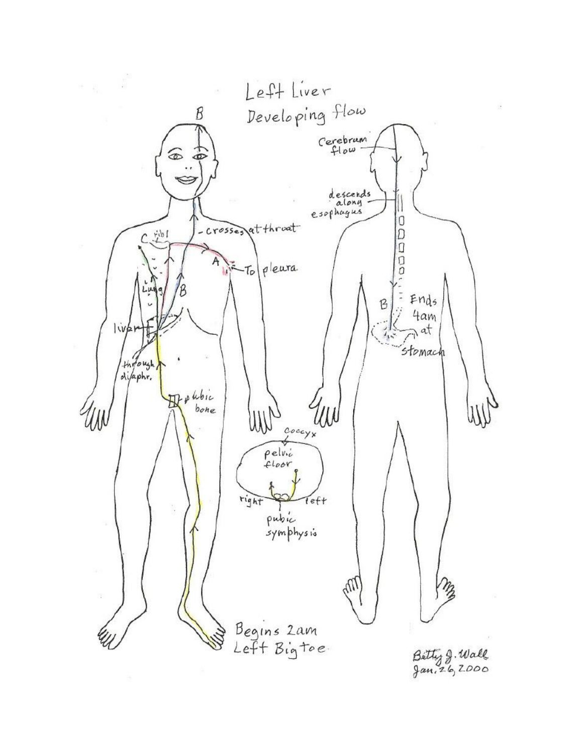# Left Liver Developing flow

B

Cerebrum flow

descends along esophagus

crosses at throat

C rib1

A

To pleura

Lung

B

liver

through diaphr.

pubic bone

B Ends 4am at stomach

coccyx

pelvic floor

right

left

pubic symphysis

Begins 2am Left Big toe

Betty J. Wall
Jan. 26, 2000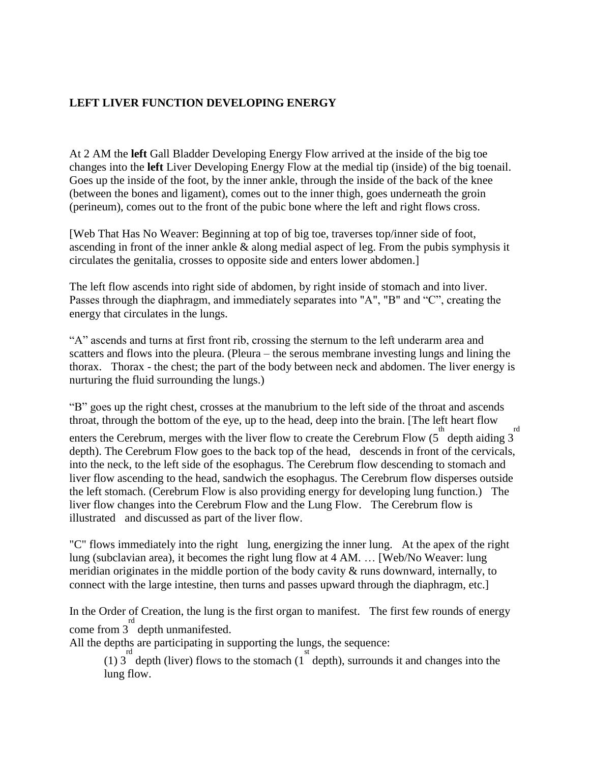**LEFT LIVER FUNCTION DEVELOPING ENERGY**

At 2 AM the **left** Gall Bladder Developing Energy Flow arrived at the inside of the big toe changes into the **left** Liver Developing Energy Flow at the medial tip (inside) of the big toenail. Goes up the inside of the foot, by the inner ankle, through the inside of the back of the knee (between the bones and ligament), comes out to the inner thigh, goes underneath the groin (perineum), comes out to the front of the pubic bone where the left and right flows cross.

[Web That Has No Weaver: Beginning at top of big toe, traverses top/inner side of foot, ascending in front of the inner ankle & along medial aspect of leg. From the pubis symphysis it circulates the genitalia, crosses to opposite side and enters lower abdomen.]

The left flow ascends into right side of abdomen, by right inside of stomach and into liver. Passes through the diaphragm, and immediately separates into "A", "B" and "C", creating the energy that circulates in the lungs.

"A" ascends and turns at first front rib, crossing the sternum to the left underarm area and scatters and flows into the pleura. (Pleura – the serous membrane investing lungs and lining the thorax. Thorax - the chest; the part of the body between neck and abdomen. The liver energy is nurturing the fluid surrounding the lungs.)

"B" goes up the right chest, crosses at the manubrium to the left side of the throat and ascends throat, through the bottom of the eye, up to the head, deep into the brain. [The left heart flow enters the Cerebrum, merges with the liver flow to create the Cerebrum Flow (5th depth aiding 3rd depth). The Cerebrum Flow goes to the back top of the head, descends in front of the cervicals, into the neck, to the left side of the esophagus. The Cerebrum flow descending to stomach and liver flow ascending to the head, sandwich the esophagus. The Cerebrum flow disperses outside the left stomach. (Cerebrum Flow is also providing energy for developing lung function.) The liver flow changes into the Cerebrum Flow and the Lung Flow. The Cerebrum flow is illustrated and discussed as part of the liver flow.

"C" flows immediately into the right lung, energizing the inner lung. At the apex of the right lung (subclavian area), it becomes the right lung flow at 4 AM. … [Web/No Weaver: lung meridian originates in the middle portion of the body cavity & runs downward, internally, to connect with the large intestine, then turns and passes upward through the diaphragm, etc.]

In the Order of Creation, the lung is the first organ to manifest. The first few rounds of energy come from 3rd depth unmanifested.

All the depths are participating in supporting the lungs, the sequence:

(1) 3rd depth (liver) flows to the stomach (1st depth), surrounds it and changes into the lung flow.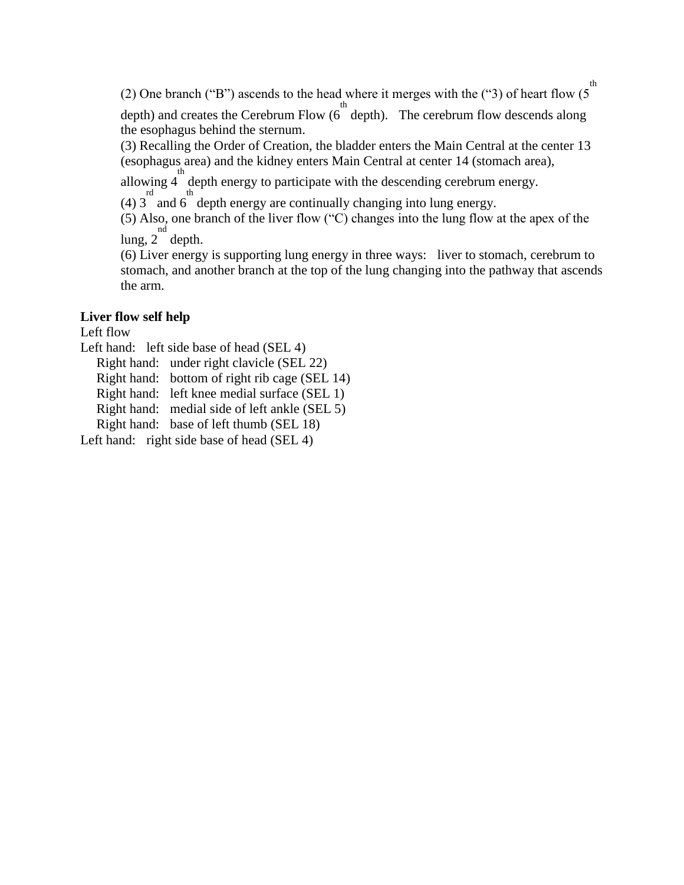(2) One branch ("B") ascends to the head where it merges with the ("3) of heart flow ($5^{th}$ depth) and creates the Cerebrum Flow ($6^{th}$ depth). The cerebrum flow descends along the esophagus behind the sternum.

(3) Recalling the Order of Creation, the bladder enters the Main Central at the center 13 (esophagus area) and the kidney enters Main Central at center 14 (stomach area), allowing $4^{th}$ depth energy to participate with the descending cerebrum energy.

(4) $3^{rd}$ and $6^{th}$ depth energy are continually changing into lung energy.

(5) Also, one branch of the liver flow ("C) changes into the lung flow at the apex of the lung, $2^{nd}$ depth.

(6) Liver energy is supporting lung energy in three ways: liver to stomach, cerebrum to stomach, and another branch at the top of the lung changing into the pathway that ascends the arm.

**Liver flow self help**

Left flow

Left hand: left side base of head (SEL 4)

- Right hand: under right clavicle (SEL 22)
- Right hand: bottom of right rib cage (SEL 14)
- Right hand: left knee medial surface (SEL 1)
- Right hand: medial side of left ankle (SEL 5)
- Right hand: base of left thumb (SEL 18)

Left hand: right side base of head (SEL 4)